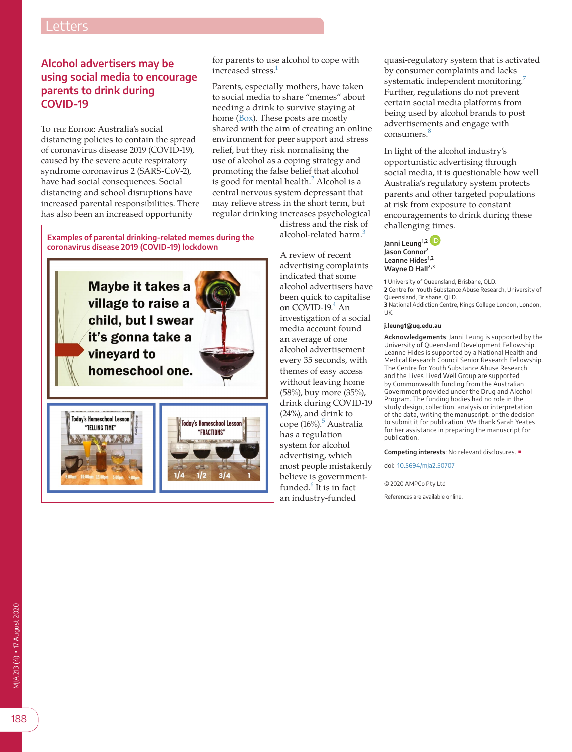## Letters

# Alcohol advertisers may be using social media to encourage parents to drink during COVID-19

To the Editor: Australia's social distancing policies to contain the spread of coronavirus disease 2019 (COVID-19), caused by the severe acute respiratory syndrome coronavirus 2 (SARS-CoV-2), have had social consequences. Social distancing and school disruptions have increased parental responsibilities. There has also been an increased opportunity for parents to use alcohol to cope with increased stress.[1]

Parents, especially mothers, have taken to social media to share "memes" about needing a drink to survive staying at home (Box). These posts are mostly shared with the aim of creating an online environment for peer support and stress relief, but they risk normalising the use of alcohol as a coping strategy and promoting the false belief that alcohol is good for mental health.[2] Alcohol is a central nervous system depressant that may relieve stress in the short term, but regular drinking increases psychological distress and the risk of alcohol-related harm.[3]

**Examples of parental drinking-related memes during the coronavirus disease 2019 (COVID-19) lockdown**

A review of recent advertising complaints indicated that some alcohol advertisers have been quick to capitalise on COVID-19.[4] An investigation of a social media account found an average of one alcohol advertisement every 35 seconds, with themes of easy access without leaving home (58%), buy more (35%), drink during COVID-19 (24%), and drink to cope (16%).[5] Australia has a regulation system for alcohol advertising, which most people mistakenly believe is government-funded.[6] It is in fact an industry-funded quasi-regulatory system that is activated by consumer complaints and lacks systematic independent monitoring.[7] Further, regulations do not prevent certain social media platforms from being used by alcohol brands to post advertisements and engage with consumers.[8]

In light of the alcohol industry's opportunistic advertising through social media, it is questionable how well Australia's regulatory system protects parents and other targeted populations at risk from exposure to constant encouragements to drink during these challenging times.

**Janni Leung**[1,2]
**Jason Connor**[2]
**Leanne Hides**[1,2]
**Wayne D Hall**[2,3]

1 University of Queensland, Brisbane, QLD.
2 Centre for Youth Substance Abuse Research, University of Queensland, Brisbane, QLD.
3 National Addiction Centre, Kings College London, London, UK.

**j.leung1@uq.edu.au**

**Acknowledgements**: Janni Leung is supported by the University of Queensland Development Fellowship. Leanne Hides is supported by a National Health and Medical Research Council Senior Research Fellowship. The Centre for Youth Substance Abuse Research and the Lives Lived Well Group are supported by Commonwealth funding from the Australian Government provided under the Drug and Alcohol Program. The funding bodies had no role in the study design, collection, analysis or interpretation of the data, writing the manuscript, or the decision to submit it for publication. We thank Sarah Yeates for her assistance in preparing the manuscript for publication.

**Competing interests**: No relevant disclosures. ■

doi: 10.5694/mja2.50707

© 2020 AMPCo Pty Ltd

References are available online.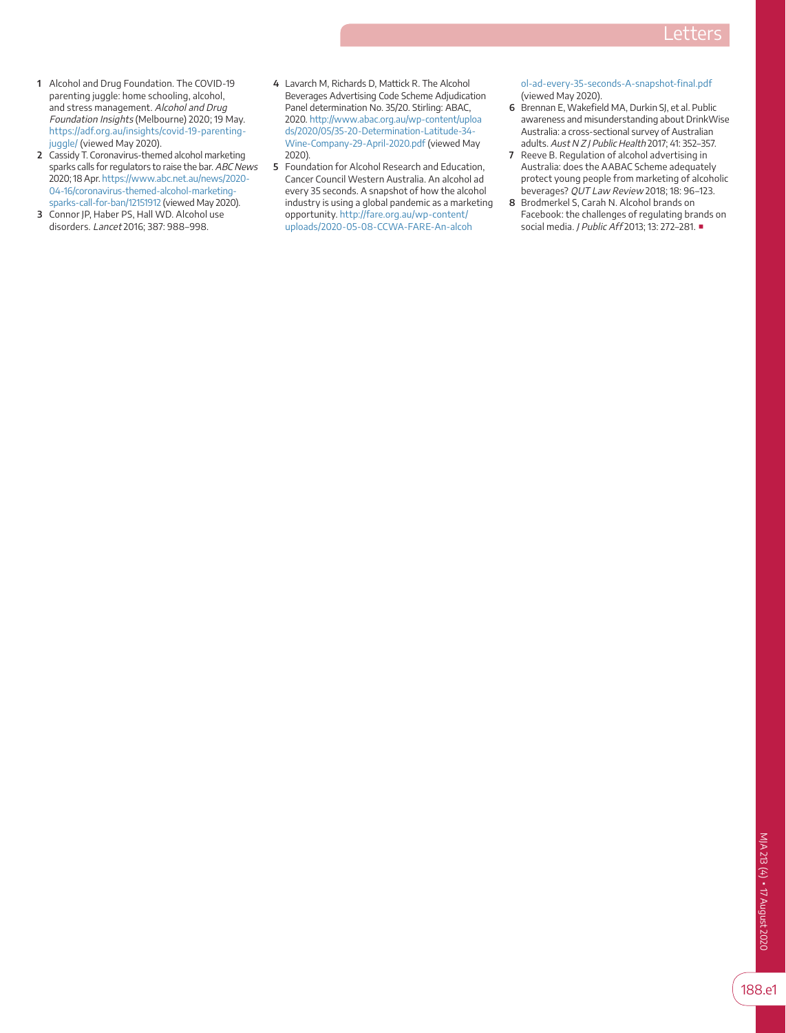1. Alcohol and Drug Foundation. The COVID-19 parenting juggle: home schooling, alcohol, and stress management. *Alcohol and Drug Foundation Insights* (Melbourne) 2020; 19 May. https://adf.org.au/insights/covid-19-parenting-juggle/ (viewed May 2020).
2. Cassidy T. Coronavirus-themed alcohol marketing sparks calls for regulators to raise the bar. *ABC News* 2020; 18 Apr. https://www.abc.net.au/news/2020-04-16/coronavirus-themed-alcohol-marketing-sparks-call-for-ban/12151912 (viewed May 2020).
3. Connor JP, Haber PS, Hall WD. Alcohol use disorders. *Lancet* 2016; 387: 988–998.
4. Lavarch M, Richards D, Mattick R. The Alcohol Beverages Advertising Code Scheme Adjudication Panel determination No. 35/20. Stirling: ABAC, 2020. http://www.abac.org.au/wp-content/uploads/2020/05/35-20-Determination-Latitude-34-Wine-Company-29-April-2020.pdf (viewed May 2020).
5. Foundation for Alcohol Research and Education, Cancer Council Western Australia. An alcohol ad every 35 seconds. A snapshot of how the alcohol industry is using a global pandemic as a marketing opportunity. http://fare.org.au/wp-content/uploads/2020-05-08-CCWA-FARE-An-alcohol-ad-every-35-seconds-A-snapshot-final.pdf (viewed May 2020).
6. Brennan E, Wakefield MA, Durkin SJ, et al. Public awareness and misunderstanding about DrinkWise Australia: a cross-sectional survey of Australian adults. *Aust N Z J Public Health* 2017; 41: 352–357.
7. Reeve B. Regulation of alcohol advertising in Australia: does the AABAC Scheme adequately protect young people from marketing of alcoholic beverages? *QUT Law Review* 2018; 18: 96–123.
8. Brodmerkel S, Carah N. Alcohol brands on Facebook: the challenges of regulating brands on social media. *J Public Aff* 2013; 13: 272–281. ■